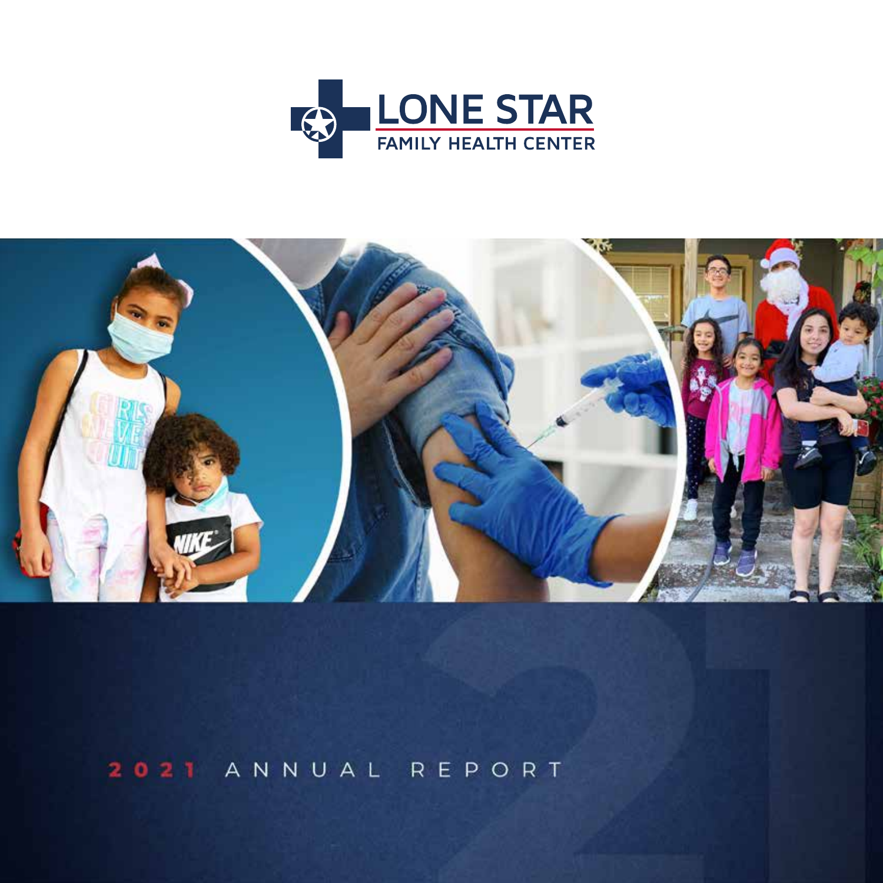# LONE STAR FAMILY HEALTH CENTER

2021 ANNUAL REPORT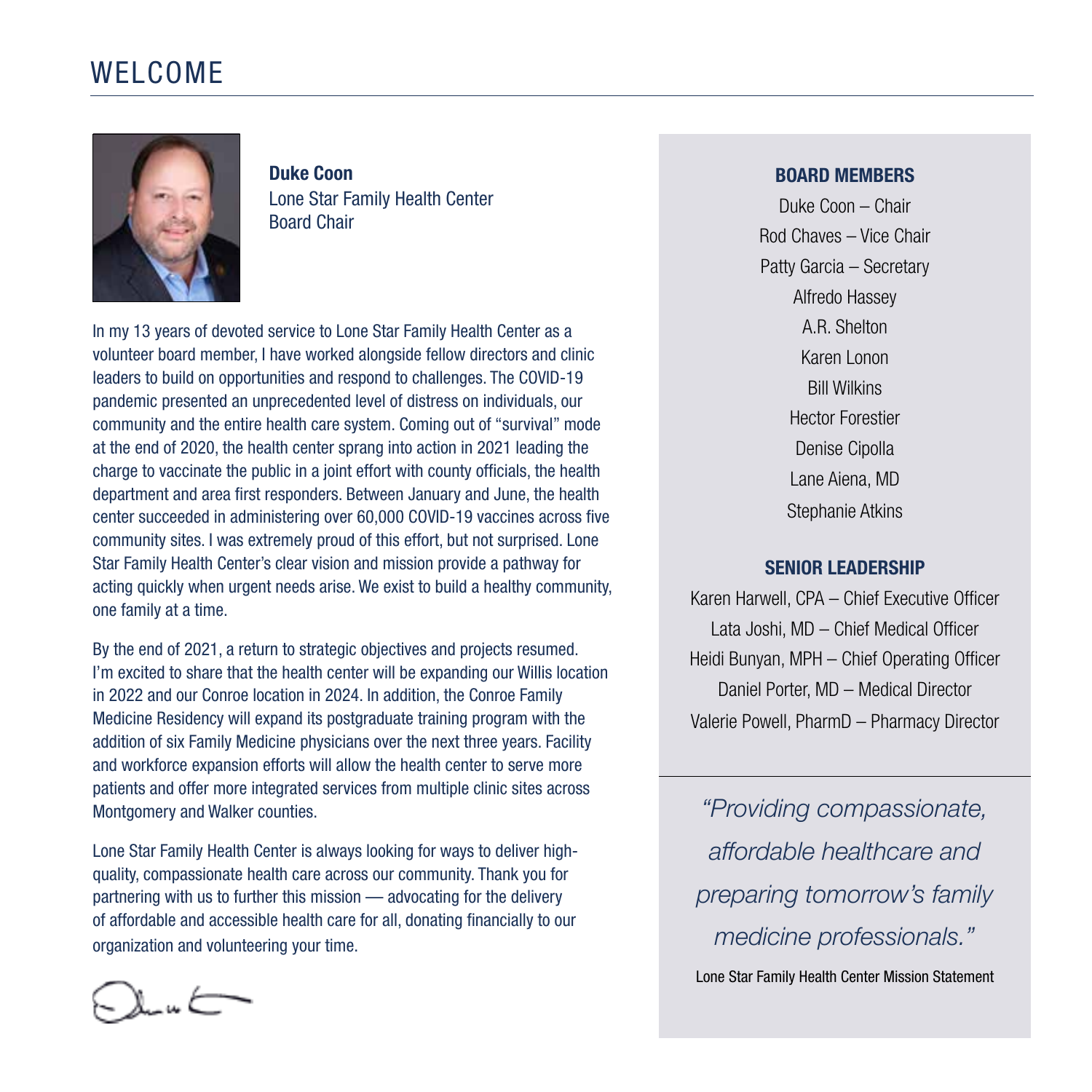# WELCOME

**Duke Coon**
Lone Star Family Health Center
Board Chair

In my 13 years of devoted service to Lone Star Family Health Center as a volunteer board member, I have worked alongside fellow directors and clinic leaders to build on opportunities and respond to challenges. The COVID-19 pandemic presented an unprecedented level of distress on individuals, our community and the entire health care system. Coming out of "survival" mode at the end of 2020, the health center sprang into action in 2021 leading the charge to vaccinate the public in a joint effort with county officials, the health department and area first responders. Between January and June, the health center succeeded in administering over 60,000 COVID-19 vaccines across five community sites. I was extremely proud of this effort, but not surprised. Lone Star Family Health Center's clear vision and mission provide a pathway for acting quickly when urgent needs arise. We exist to build a healthy community, one family at a time.

By the end of 2021, a return to strategic objectives and projects resumed. I'm excited to share that the health center will be expanding our Willis location in 2022 and our Conroe location in 2024. In addition, the Conroe Family Medicine Residency will expand its postgraduate training program with the addition of six Family Medicine physicians over the next three years. Facility and workforce expansion efforts will allow the health center to serve more patients and offer more integrated services from multiple clinic sites across Montgomery and Walker counties.

Lone Star Family Health Center is always looking for ways to deliver high-quality, compassionate health care across our community. Thank you for partnering with us to further this mission — advocating for the delivery of affordable and accessible health care for all, donating financially to our organization and volunteering your time.

**BOARD MEMBERS**

Duke Coon – Chair
Rod Chaves – Vice Chair
Patty Garcia – Secretary
Alfredo Hassey
A.R. Shelton
Karen Lonon
Bill Wilkins
Hector Forestier
Denise Cipolla
Lane Aiena, MD
Stephanie Atkins

**SENIOR LEADERSHIP**

Karen Harwell, CPA – Chief Executive Officer
Lata Joshi, MD – Chief Medical Officer
Heidi Bunyan, MPH – Chief Operating Officer
Daniel Porter, MD – Medical Director
Valerie Powell, PharmD – Pharmacy Director

*"Providing compassionate, affordable healthcare and preparing tomorrow's family medicine professionals."*

Lone Star Family Health Center Mission Statement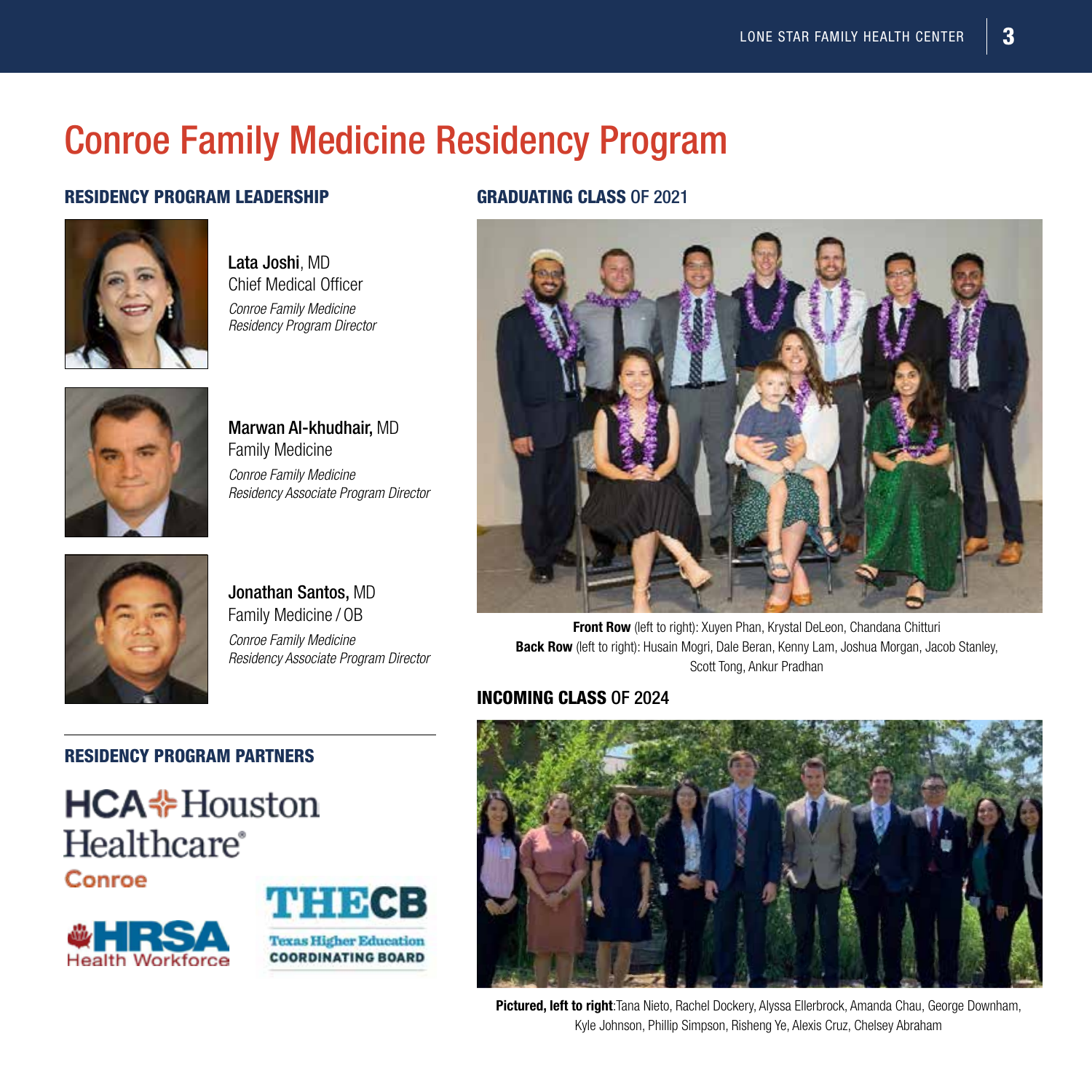# Conroe Family Medicine Residency Program

## RESIDENCY PROGRAM LEADERSHIP

**Lata Joshi**, MD
Chief Medical Officer
*Conroe Family Medicine Residency Program Director*

**Marwan Al-khudhair,** MD
Family Medicine
*Conroe Family Medicine Residency Associate Program Director*

**Jonathan Santos,** MD
Family Medicine / OB
*Conroe Family Medicine Residency Associate Program Director*

## RESIDENCY PROGRAM PARTNERS

HCA Houston Healthcare® Conroe

HRSA Health Workforce

THECB Texas Higher Education Coordinating Board

## GRADUATING CLASS OF 2021

**Front Row** (left to right): Xuyen Phan, Krystal DeLeon, Chandana Chitturi
**Back Row** (left to right): Husain Mogri, Dale Beran, Kenny Lam, Joshua Morgan, Jacob Stanley, Scott Tong, Ankur Pradhan

## INCOMING CLASS OF 2024

**Pictured, left to right**: Tana Nieto, Rachel Dockery, Alyssa Ellerbrock, Amanda Chau, George Downham, Kyle Johnson, Phillip Simpson, Risheng Ye, Alexis Cruz, Chelsey Abraham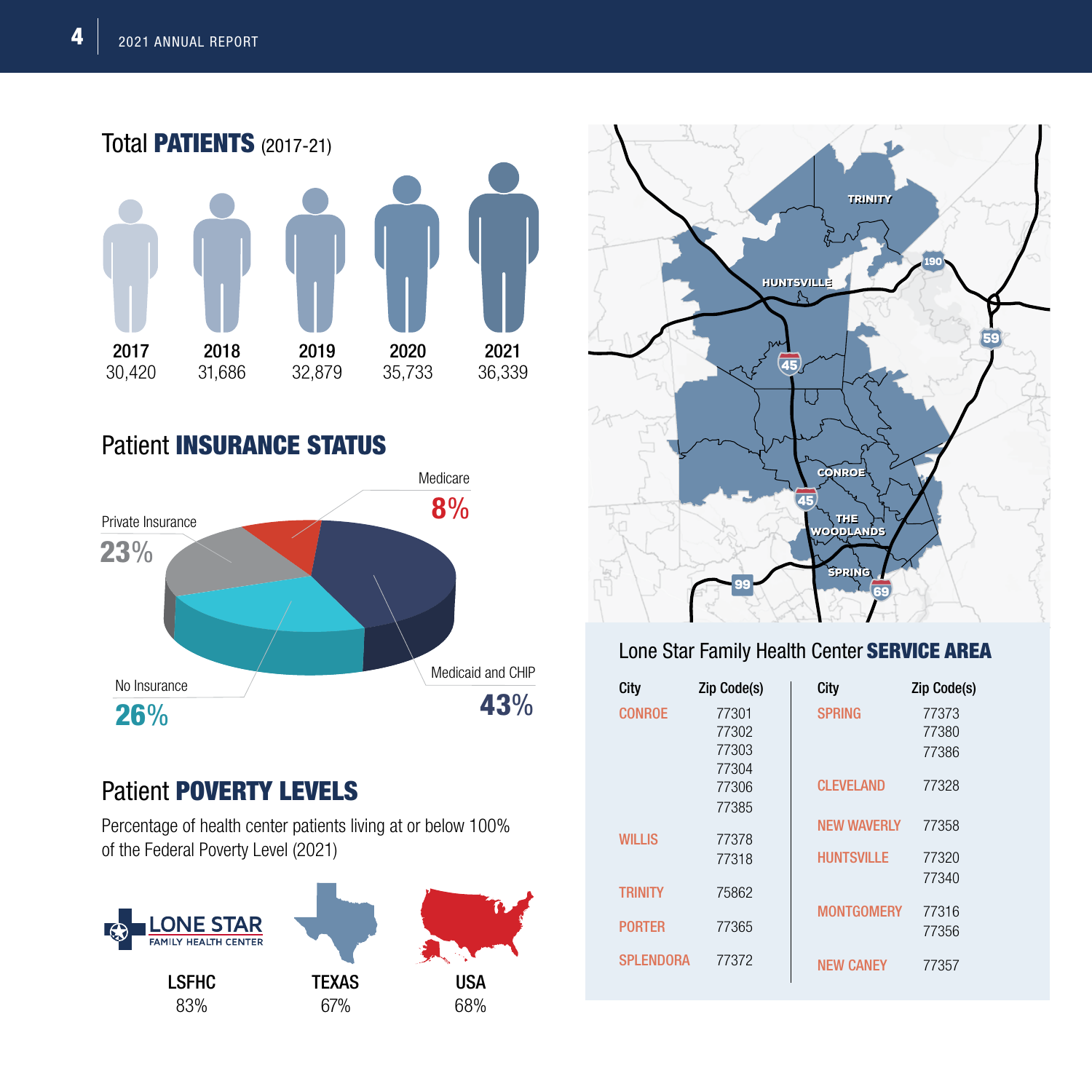## Total **PATIENTS** (2017-21)

| 2017 | 2018 | 2019 | 2020 | 2021 |
|---|---|---|---|---|
| 30,420 | 31,686 | 32,879 | 35,733 | 36,339 |

## Patient **INSURANCE STATUS**

- Medicare: 8%
- Private Insurance: 23%
- No Insurance: 26%
- Medicaid and CHIP: 43%

## Patient **POVERTY LEVELS**

Percentage of health center patients living at or below 100% of the Federal Poverty Level (2021)

| LSFHC | TEXAS | USA |
|---|---|---|
| 83% | 67% | 68% |

## Lone Star Family Health Center **SERVICE AREA**

| City | Zip Code(s) |
|---|---|
| CONROE | 77301, 77302, 77303, 77304, 77306, 77385 |
| WILLIS | 77378, 77318 |
| TRINITY | 75862 |
| PORTER | 77365 |
| SPLENDORA | 77372 |
| SPRING | 77373, 77380, 77386 |
| CLEVELAND | 77328 |
| NEW WAVERLY | 77358 |
| HUNTSVILLE | 77320, 77340 |
| MONTGOMERY | 77316, 77356 |
| NEW CANEY | 77357 |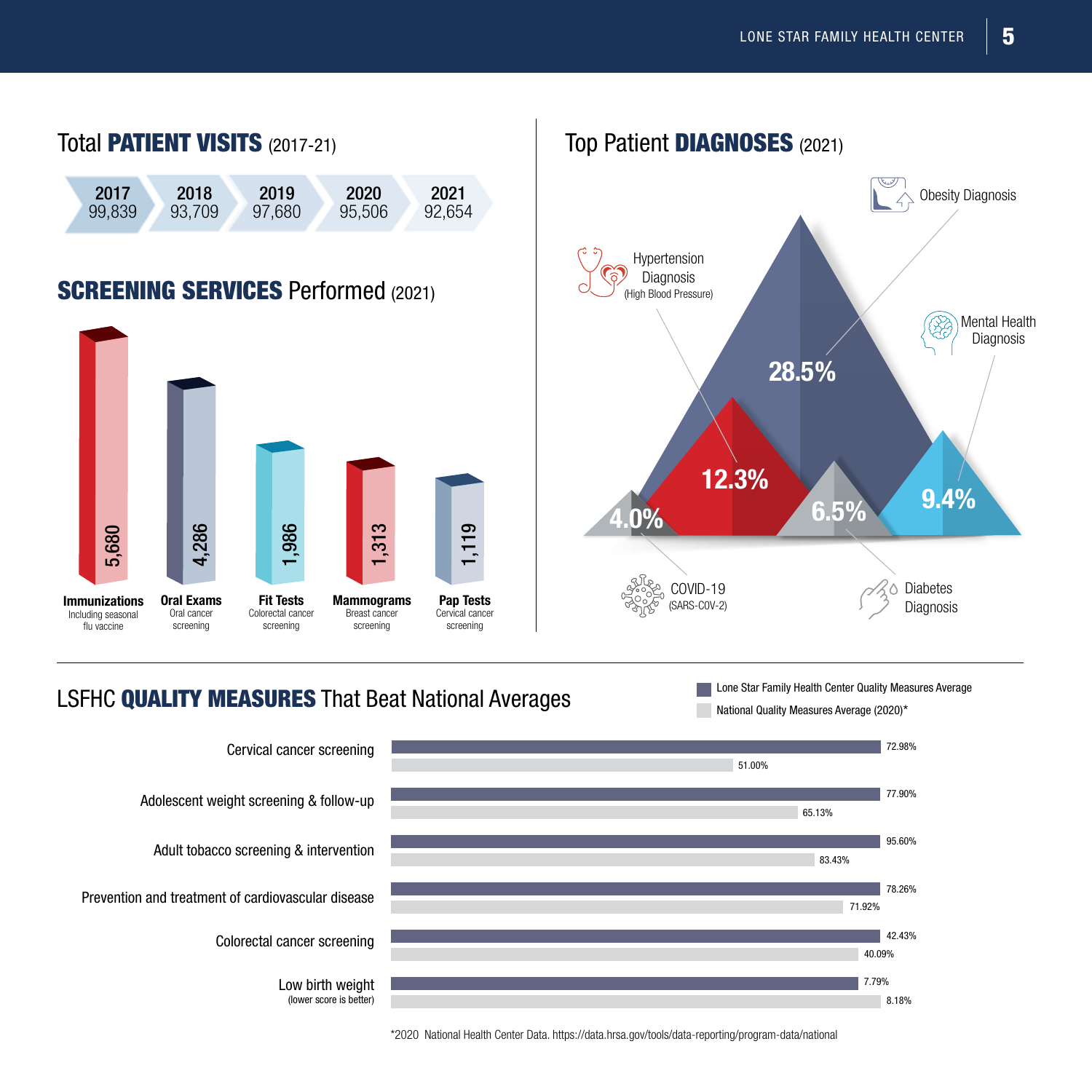## Total **PATIENT VISITS** (2017-21)

| 2017 | 2018 | 2019 | 2020 | 2021 |
|---|---|---|---|---|
| 99,839 | 93,709 | 97,680 | 95,506 | 92,654 |

## **SCREENING SERVICES** Performed (2021)

| Service | Description | Count |
|---|---|---|
| **Immunizations** | Including seasonal flu vaccine | 5,680 |
| **Oral Exams** | Oral cancer screening | 4,286 |
| **Fit Tests** | Colorectal cancer screening | 1,986 |
| **Mammograms** | Breast cancer screening | 1,313 |
| **Pap Tests** | Cervical cancer screening | 1,119 |

## Top Patient **DIAGNOSES** (2021)

- Obesity Diagnosis: 28.5%
- Hypertension Diagnosis (High Blood Pressure): 12.3%
- Mental Health Diagnosis: 9.4%
- Diabetes Diagnosis: 6.5%
- COVID-19 (SARS-COV-2): 4.0%

## LSFHC **QUALITY MEASURES** That Beat National Averages

| Measure | Lone Star Family Health Center Quality Measures Average | National Quality Measures Average (2020)* |
|---|---|---|
| Cervical cancer screening | 72.98% | 51.00% |
| Adolescent weight screening & follow-up | 77.90% | 65.13% |
| Adult tobacco screening & intervention | 95.60% | 83.43% |
| Prevention and treatment of cardiovascular disease | 78.26% | 71.92% |
| Colorectal cancer screening | 42.43% | 40.09% |
| Low birth weight (lower score is better) | 7.79% | 8.18% |

*2020 National Health Center Data. https://data.hrsa.gov/tools/data-reporting/program-data/national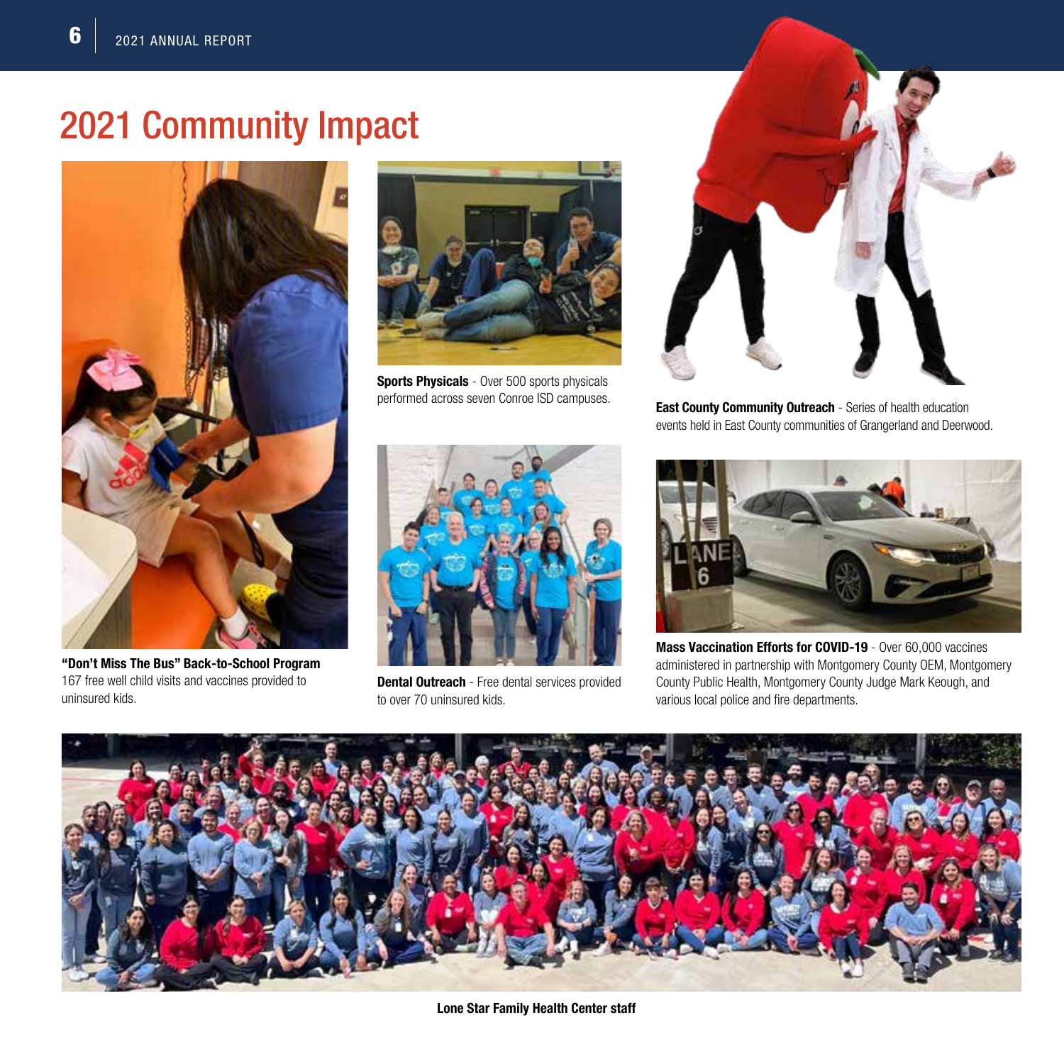# 2021 Community Impact

**"Don't Miss The Bus" Back-to-School Program**
167 free well child visits and vaccines provided to uninsured kids.

**Sports Physicals** - Over 500 sports physicals performed across seven Conroe ISD campuses.

**Dental Outreach** - Free dental services provided to over 70 uninsured kids.

**East County Community Outreach** - Series of health education events held in East County communities of Grangerland and Deerwood.

**Mass Vaccination Efforts for COVID-19** - Over 60,000 vaccines administered in partnership with Montgomery County OEM, Montgomery County Public Health, Montgomery County Judge Mark Keough, and various local police and fire departments.

**Lone Star Family Health Center staff**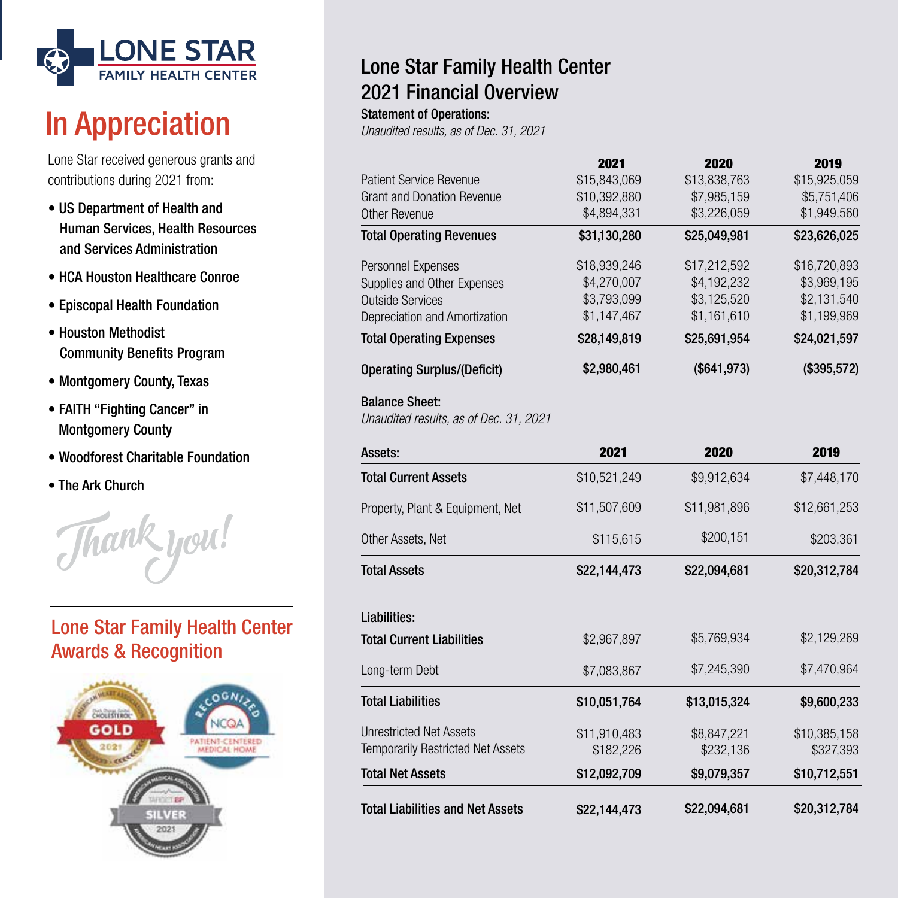# In Appreciation

Lone Star received generous grants and contributions during 2021 from:

- US Department of Health and Human Services, Health Resources and Services Administration
- HCA Houston Healthcare Conroe
- Episcopal Health Foundation
- Houston Methodist Community Benefits Program
- Montgomery County, Texas
- FAITH "Fighting Cancer" in Montgomery County
- Woodforest Charitable Foundation
- The Ark Church

Thank you!

## Lone Star Family Health Center Awards & Recognition

# Lone Star Family Health Center 2021 Financial Overview

**Statement of Operations:**

*Unaudited results, as of Dec. 31, 2021*

| | 2021 | 2020 | 2019 |
|---|---|---|---|
| Patient Service Revenue | $15,843,069 | $13,838,763 | $15,925,059 |
| Grant and Donation Revenue | $10,392,880 | $7,985,159 | $5,751,406 |
| Other Revenue | $4,894,331 | $3,226,059 | $1,949,560 |
| **Total Operating Revenues** | **$31,130,280** | **$25,049,981** | **$23,626,025** |
| Personnel Expenses | $18,939,246 | $17,212,592 | $16,720,893 |
| Supplies and Other Expenses | $4,270,007 | $4,192,232 | $3,969,195 |
| Outside Services | $3,793,099 | $3,125,520 | $2,131,540 |
| Depreciation and Amortization | $1,147,467 | $1,161,610 | $1,199,969 |
| **Total Operating Expenses** | **$28,149,819** | **$25,691,954** | **$24,021,597** |
| **Operating Surplus/(Deficit)** | **$2,980,461** | **($641,973)** | **($395,572)** |

**Balance Sheet:**

*Unaudited results, as of Dec. 31, 2021*

| Assets: | 2021 | 2020 | 2019 |
|---|---|---|---|
| **Total Current Assets** | $10,521,249 | $9,912,634 | $7,448,170 |
| Property, Plant & Equipment, Net | $11,507,609 | $11,981,896 | $12,661,253 |
| Other Assets, Net | $115,615 | $200,151 | $203,361 |
| **Total Assets** | **$22,144,473** | **$22,094,681** | **$20,312,784** |
| **Liabilities:** | | | |
| **Total Current Liabilities** | $2,967,897 | $5,769,934 | $2,129,269 |
| Long-term Debt | $7,083,867 | $7,245,390 | $7,470,964 |
| **Total Liabilities** | **$10,051,764** | **$13,015,324** | **$9,600,233** |
| Unrestricted Net Assets | $11,910,483 | $8,847,221 | $10,385,158 |
| Temporarily Restricted Net Assets | $182,226 | $232,136 | $327,393 |
| **Total Net Assets** | **$12,092,709** | **$9,079,357** | **$10,712,551** |
| **Total Liabilities and Net Assets** | **$22,144,473** | **$22,094,681** | **$20,312,784** |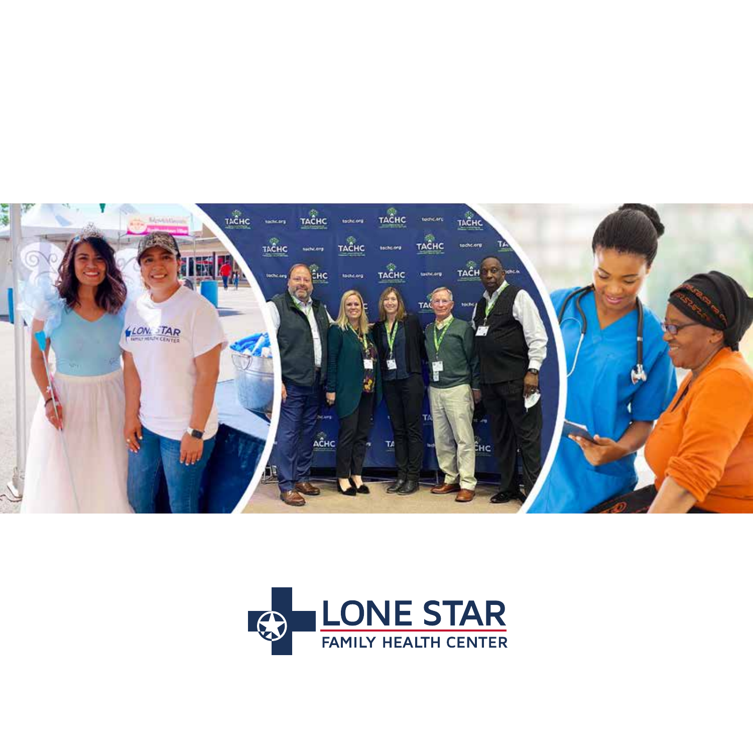LONE STAR

FAMILY HEALTH CENTER